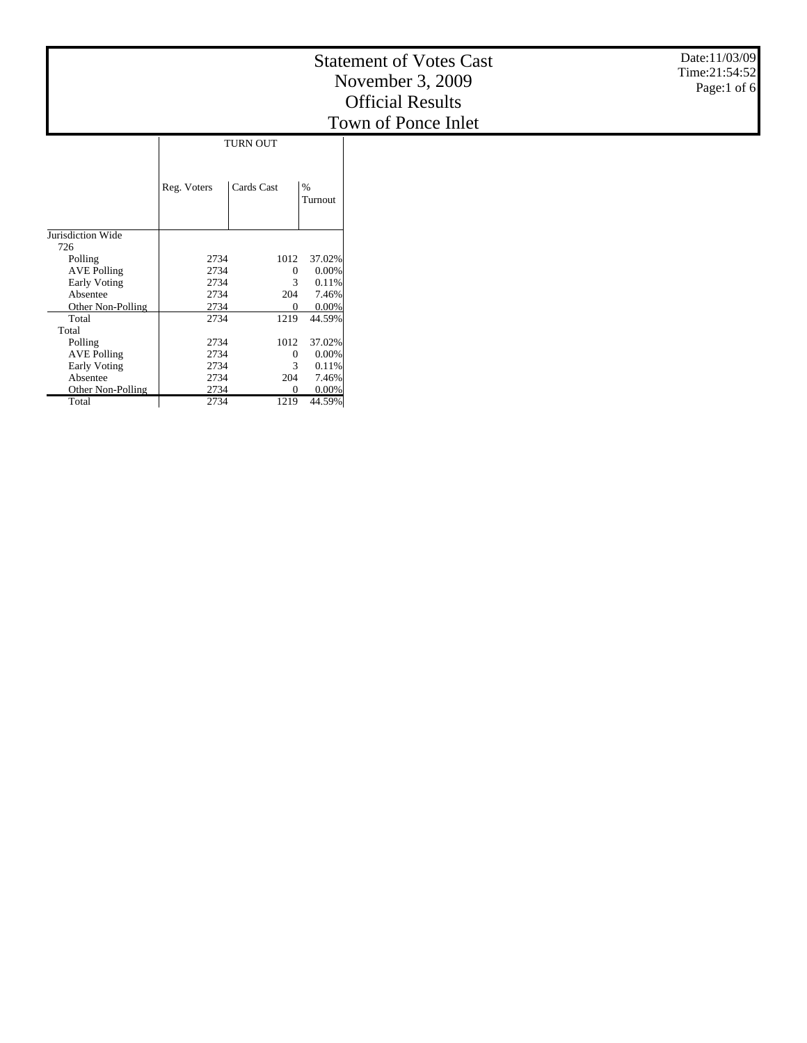# Statement of Votes Cast
# November 3, 2009
# Official Results
# Town of Ponce Inlet

Date:11/03/09
Time:21:54:52

| | TURN OUT | | |
|---|---|---|---|
| | Reg. Voters | Cards Cast | % Turnout |
| Jurisdiction Wide | | | |
| 726 | | | |
| Polling | 2734 | 1012 | 37.02% |
| AVE Polling | 2734 | 0 | 0.00% |
| Early Voting | 2734 | 3 | 0.11% |
| Absentee | 2734 | 204 | 7.46% |
| Other Non-Polling | 2734 | 0 | 0.00% |
| Total | 2734 | 1219 | 44.59% |
| Total | | | |
| Polling | 2734 | 1012 | 37.02% |
| AVE Polling | 2734 | 0 | 0.00% |
| Early Voting | 2734 | 3 | 0.11% |
| Absentee | 2734 | 204 | 7.46% |
| Other Non-Polling | 2734 | 0 | 0.00% |
| Total | 2734 | 1219 | 44.59% |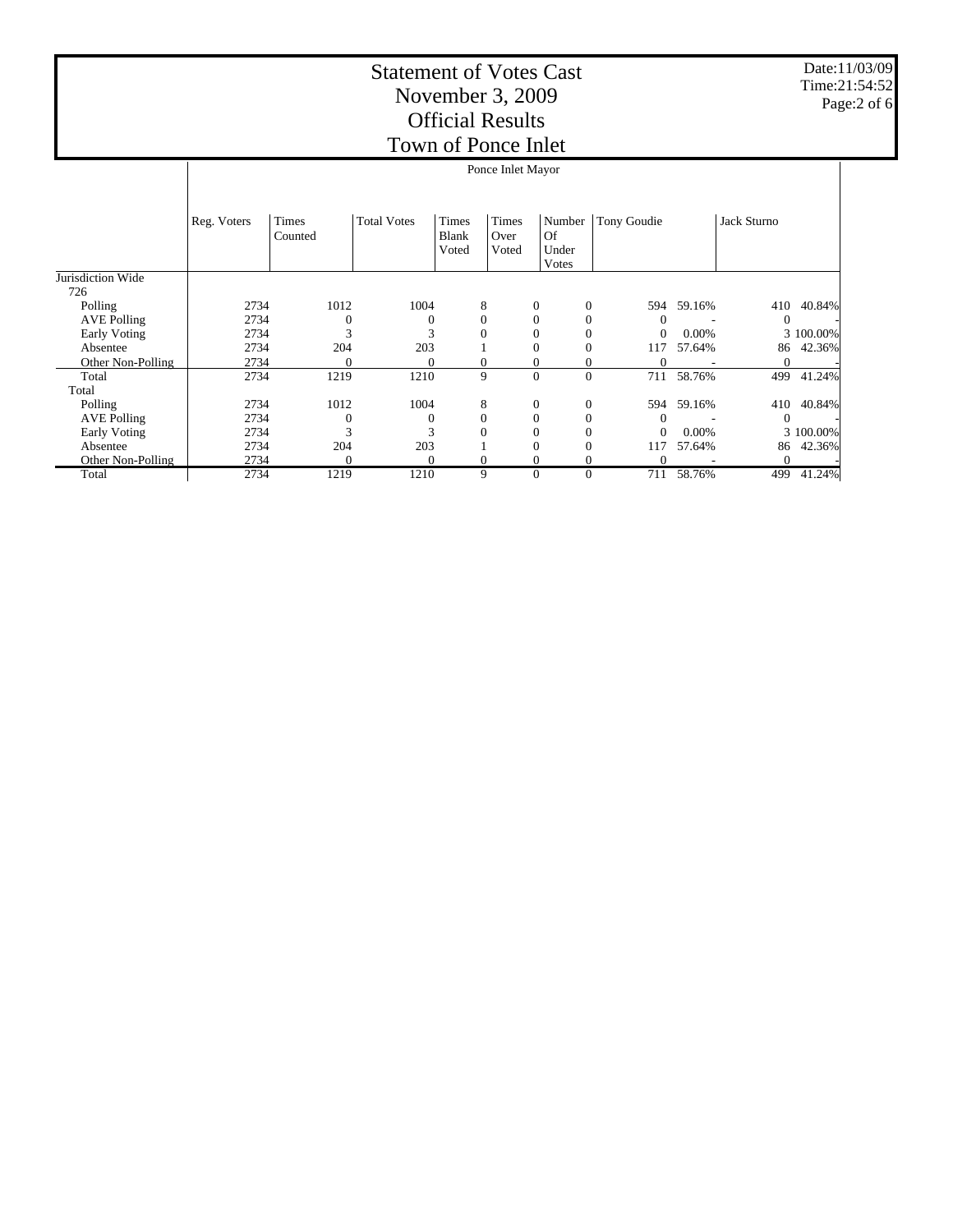# Statement of Votes Cast
# November 3, 2009
# Official Results
# Town of Ponce Inlet

Date:11/03/09
Time:21:54:52

| | Ponce Inlet Mayor | | | | | | | | | |
|---|---|---|---|---|---|---|---|---|---|---|
| | Reg. Voters | Times Counted | Total Votes | Times Blank Voted | Times Over Voted | Number Of Under Votes | Tony Goudie | | Jack Sturno | |
| Jurisdiction Wide | | | | | | | | | | |
| 726 | | | | | | | | | | |
| Polling | 2734 | 1012 | 1004 | 8 | 0 | 0 | 594 | 59.16% | 410 | 40.84% |
| AVE Polling | 2734 | 0 | 0 | 0 | 0 | 0 | 0 | - | 0 | - |
| Early Voting | 2734 | 3 | 3 | 0 | 0 | 0 | 0 | 0.00% | 3 | 100.00% |
| Absentee | 2734 | 204 | 203 | 1 | 0 | 0 | 117 | 57.64% | 86 | 42.36% |
| Other Non-Polling | 2734 | 0 | 0 | 0 | 0 | 0 | 0 | - | 0 | - |
| Total | 2734 | 1219 | 1210 | 9 | 0 | 0 | 711 | 58.76% | 499 | 41.24% |
| Total | | | | | | | | | | |
| Polling | 2734 | 1012 | 1004 | 8 | 0 | 0 | 594 | 59.16% | 410 | 40.84% |
| AVE Polling | 2734 | 0 | 0 | 0 | 0 | 0 | 0 | - | 0 | - |
| Early Voting | 2734 | 3 | 3 | 0 | 0 | 0 | 0 | 0.00% | 3 | 100.00% |
| Absentee | 2734 | 204 | 203 | 1 | 0 | 0 | 117 | 57.64% | 86 | 42.36% |
| Other Non-Polling | 2734 | 0 | 0 | 0 | 0 | 0 | 0 | - | 0 | - |
| Total | 2734 | 1219 | 1210 | 9 | 0 | 0 | 711 | 58.76% | 499 | 41.24% |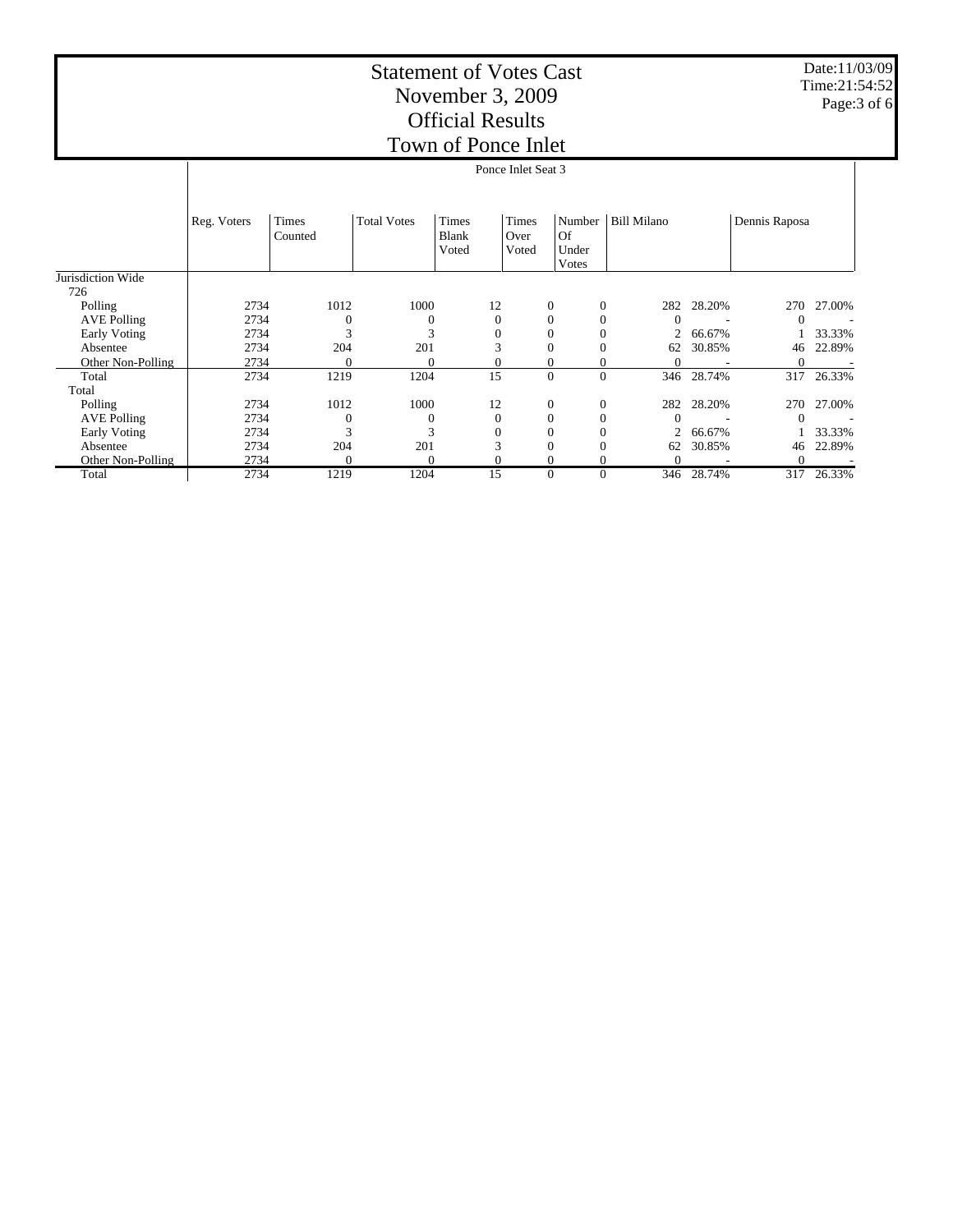# Statement of Votes Cast
## November 3, 2009
## Official Results
## Town of Ponce Inlet

Date:11/03/09
Time:21:54:52

| | Ponce Inlet Seat 3 | | | | | | | | | |
|---|---|---|---|---|---|---|---|---|---|---|
| | Reg. Voters | Times Counted | Total Votes | Times Blank Voted | Times Over Voted | Number Of Under Votes | Bill Milano | | Dennis Raposa | |
| Jurisdiction Wide | | | | | | | | | | |
| 726 | | | | | | | | | | |
| Polling | 2734 | 1012 | 1000 | 12 | 0 | 0 | 282 | 28.20% | 270 | 27.00% |
| AVE Polling | 2734 | 0 | 0 | 0 | 0 | 0 | 0 | - | 0 | - |
| Early Voting | 2734 | 3 | 3 | 0 | 0 | 0 | 2 | 66.67% | 1 | 33.33% |
| Absentee | 2734 | 204 | 201 | 3 | 0 | 0 | 62 | 30.85% | 46 | 22.89% |
| Other Non-Polling | 2734 | 0 | 0 | 0 | 0 | 0 | 0 | - | 0 | - |
| Total | 2734 | 1219 | 1204 | 15 | 0 | 0 | 346 | 28.74% | 317 | 26.33% |
| Total | | | | | | | | | | |
| Polling | 2734 | 1012 | 1000 | 12 | 0 | 0 | 282 | 28.20% | 270 | 27.00% |
| AVE Polling | 2734 | 0 | 0 | 0 | 0 | 0 | 0 | - | 0 | - |
| Early Voting | 2734 | 3 | 3 | 0 | 0 | 0 | 2 | 66.67% | 1 | 33.33% |
| Absentee | 2734 | 204 | 201 | 3 | 0 | 0 | 62 | 30.85% | 46 | 22.89% |
| Other Non-Polling | 2734 | 0 | 0 | 0 | 0 | 0 | 0 | - | 0 | - |
| Total | 2734 | 1219 | 1204 | 15 | 0 | 0 | 346 | 28.74% | 317 | 26.33% |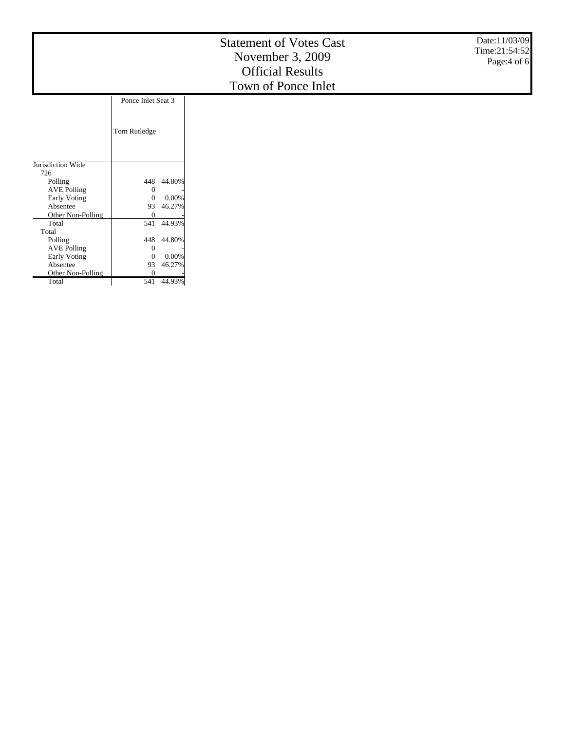# Statement of Votes Cast
# November 3, 2009
# Official Results
# Town of Ponce Inlet

Date:11/03/09
Time:21:54:52

| | Ponce Inlet Seat 3 | |
|---|---|---|
| | Tom Rutledge | |
| Jurisdiction Wide | | |
| 726 | | |
| Polling | 448 | 44.80% |
| AVE Polling | 0 | - |
| Early Voting | 0 | 0.00% |
| Absentee | 93 | 46.27% |
| Other Non-Polling | 0 | - |
| Total | 541 | 44.93% |
| Total | | |
| Polling | 448 | 44.80% |
| AVE Polling | 0 | - |
| Early Voting | 0 | 0.00% |
| Absentee | 93 | 46.27% |
| Other Non-Polling | 0 | - |
| Total | 541 | 44.93% |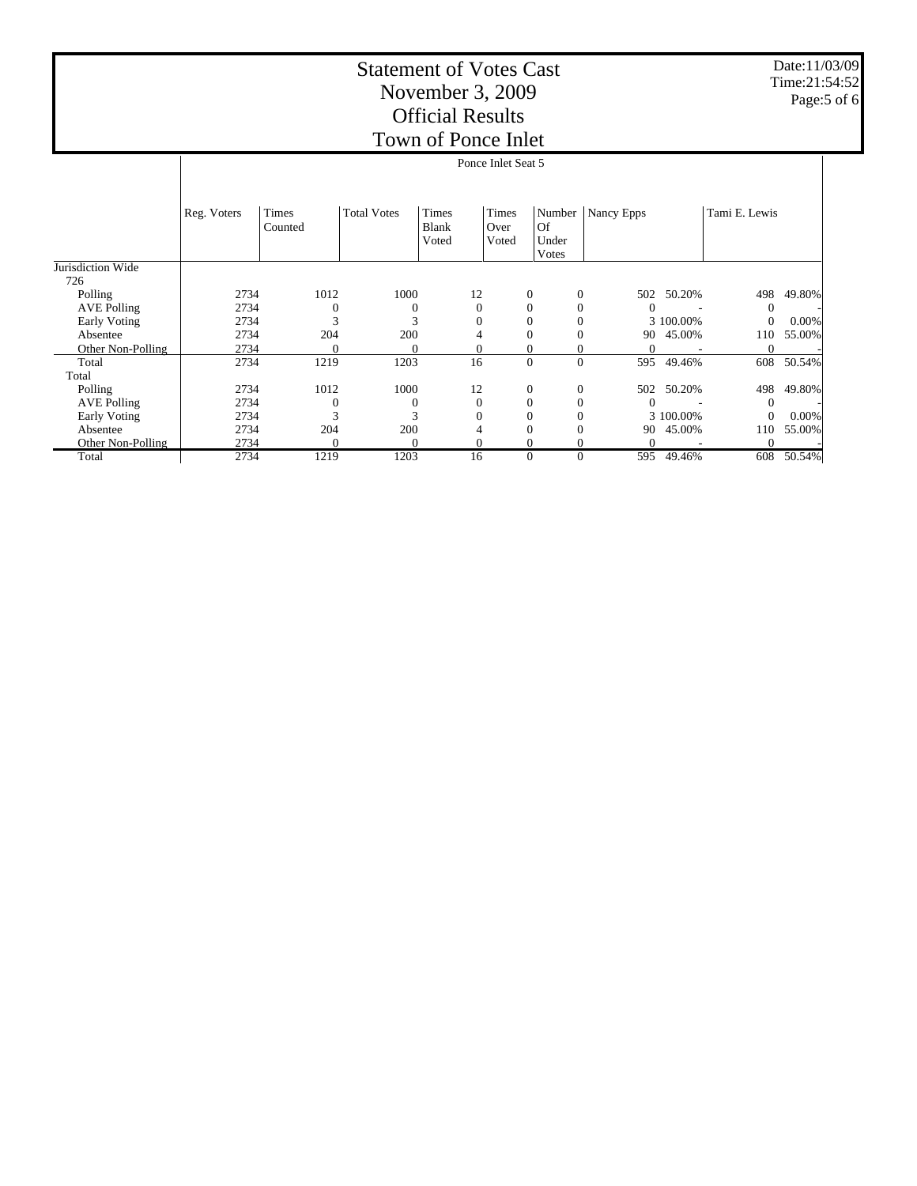# Statement of Votes Cast
## November 3, 2009
## Official Results
## Town of Ponce Inlet

Date:11/03/09
Time:21:54:52

| | Ponce Inlet Seat 5 | | | | | | | | | |
|---|---|---|---|---|---|---|---|---|---|---|
| | Reg. Voters | Times Counted | Total Votes | Times Blank Voted | Times Over Voted | Number Of Under Votes | Nancy Epps | | Tami E. Lewis | |
| Jurisdiction Wide | | | | | | | | | | |
| 726 | | | | | | | | | | |
| Polling | 2734 | 1012 | 1000 | 12 | 0 | 0 | 502 | 50.20% | 498 | 49.80% |
| AVE Polling | 2734 | 0 | 0 | 0 | 0 | 0 | 0 | - | 0 | - |
| Early Voting | 2734 | 3 | 3 | 0 | 0 | 0 | 3 | 100.00% | 0 | 0.00% |
| Absentee | 2734 | 204 | 200 | 4 | 0 | 0 | 90 | 45.00% | 110 | 55.00% |
| Other Non-Polling | 2734 | 0 | 0 | 0 | 0 | 0 | 0 | - | 0 | - |
| Total | 2734 | 1219 | 1203 | 16 | 0 | 0 | 595 | 49.46% | 608 | 50.54% |
| Total | | | | | | | | | | |
| Polling | 2734 | 1012 | 1000 | 12 | 0 | 0 | 502 | 50.20% | 498 | 49.80% |
| AVE Polling | 2734 | 0 | 0 | 0 | 0 | 0 | 0 | - | 0 | - |
| Early Voting | 2734 | 3 | 3 | 0 | 0 | 0 | 3 | 100.00% | 0 | 0.00% |
| Absentee | 2734 | 204 | 200 | 4 | 0 | 0 | 90 | 45.00% | 110 | 55.00% |
| Other Non-Polling | 2734 | 0 | 0 | 0 | 0 | 0 | 0 | - | 0 | - |
| Total | 2734 | 1219 | 1203 | 16 | 0 | 0 | 595 | 49.46% | 608 | 50.54% |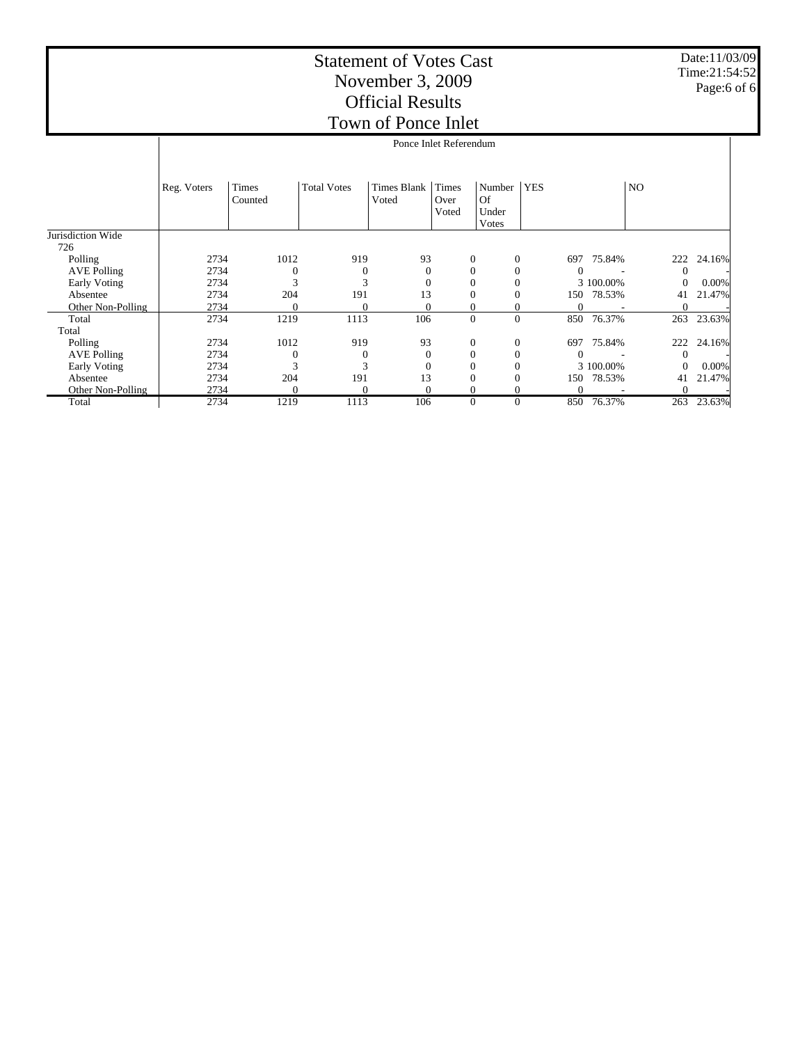# Statement of Votes Cast
# November 3, 2009
# Official Results
# Town of Ponce Inlet

Date:11/03/09
Time:21:54:52

| | Ponce Inlet Referendum | | | | | | | | | |
|---|---|---|---|---|---|---|---|---|---|---|
| | Reg. Voters | Times Counted | Total Votes | Times Blank Voted | Times Over Voted | Number Of Under Votes | YES | | NO | |
| **Jurisdiction Wide** | | | | | | | | | | |
| 726 | | | | | | | | | | |
| Polling | 2734 | 1012 | 919 | 93 | 0 | 0 | 697 | 75.84% | 222 | 24.16% |
| AVE Polling | 2734 | 0 | 0 | 0 | 0 | 0 | 0 | - | 0 | - |
| Early Voting | 2734 | 3 | 3 | 0 | 0 | 0 | 3 | 100.00% | 0 | 0.00% |
| Absentee | 2734 | 204 | 191 | 13 | 0 | 0 | 150 | 78.53% | 41 | 21.47% |
| Other Non-Polling | 2734 | 0 | 0 | 0 | 0 | 0 | 0 | - | 0 | - |
| Total | 2734 | 1219 | 1113 | 106 | 0 | 0 | 850 | 76.37% | 263 | 23.63% |
| **Total** | | | | | | | | | | |
| Polling | 2734 | 1012 | 919 | 93 | 0 | 0 | 697 | 75.84% | 222 | 24.16% |
| AVE Polling | 2734 | 0 | 0 | 0 | 0 | 0 | 0 | - | 0 | - |
| Early Voting | 2734 | 3 | 3 | 0 | 0 | 0 | 3 | 100.00% | 0 | 0.00% |
| Absentee | 2734 | 204 | 191 | 13 | 0 | 0 | 150 | 78.53% | 41 | 21.47% |
| Other Non-Polling | 2734 | 0 | 0 | 0 | 0 | 0 | 0 | - | 0 | - |
| Total | 2734 | 1219 | 1113 | 106 | 0 | 0 | 850 | 76.37% | 263 | 23.63% |